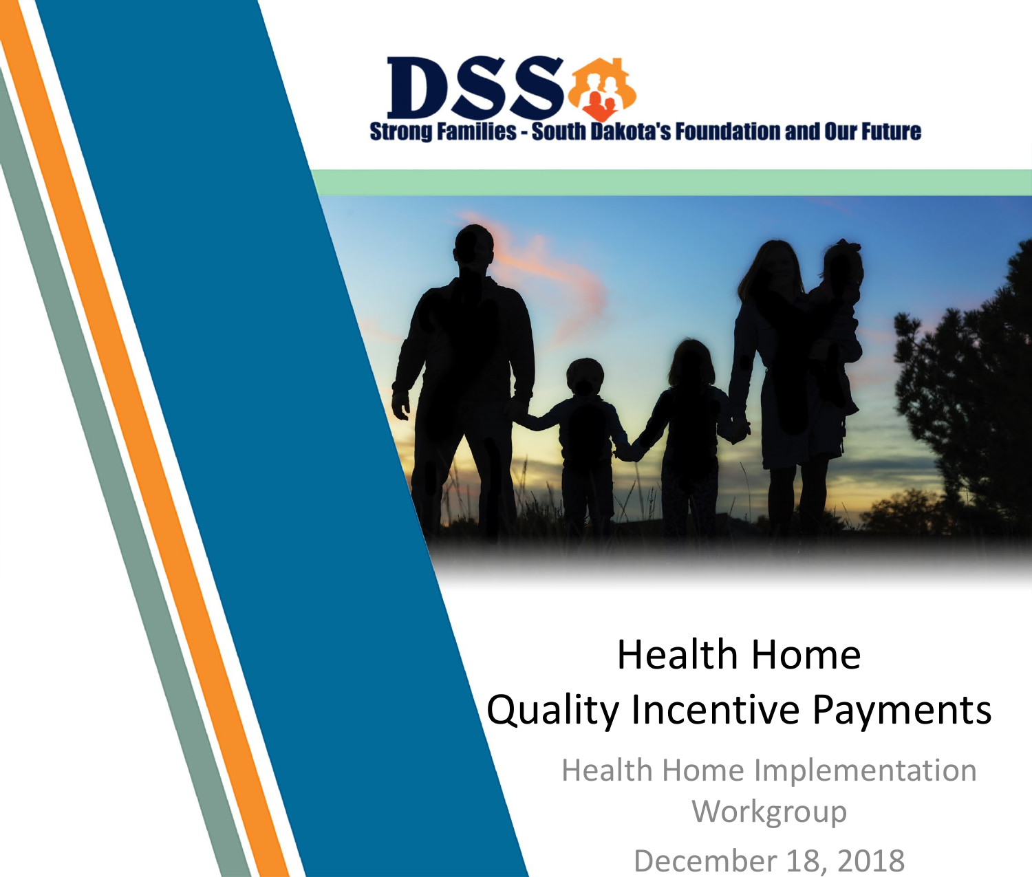DSS

Strong Families - South Dakota's Foundation and Our Future

# Health Home Quality Incentive Payments

Health Home Implementation Workgroup

December 18, 2018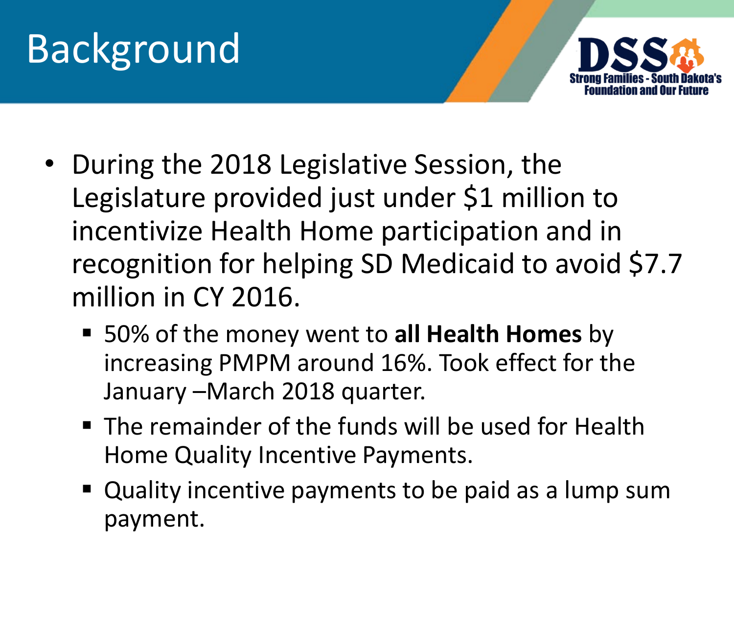# Background

- During the 2018 Legislative Session, the Legislature provided just under $1 million to incentivize Health Home participation and in recognition for helping SD Medicaid to avoid $7.7 million in CY 2016.
  - 50% of the money went to **all Health Homes** by increasing PMPM around 16%. Took effect for the January –March 2018 quarter.
  - The remainder of the funds will be used for Health Home Quality Incentive Payments.
  - Quality incentive payments to be paid as a lump sum payment.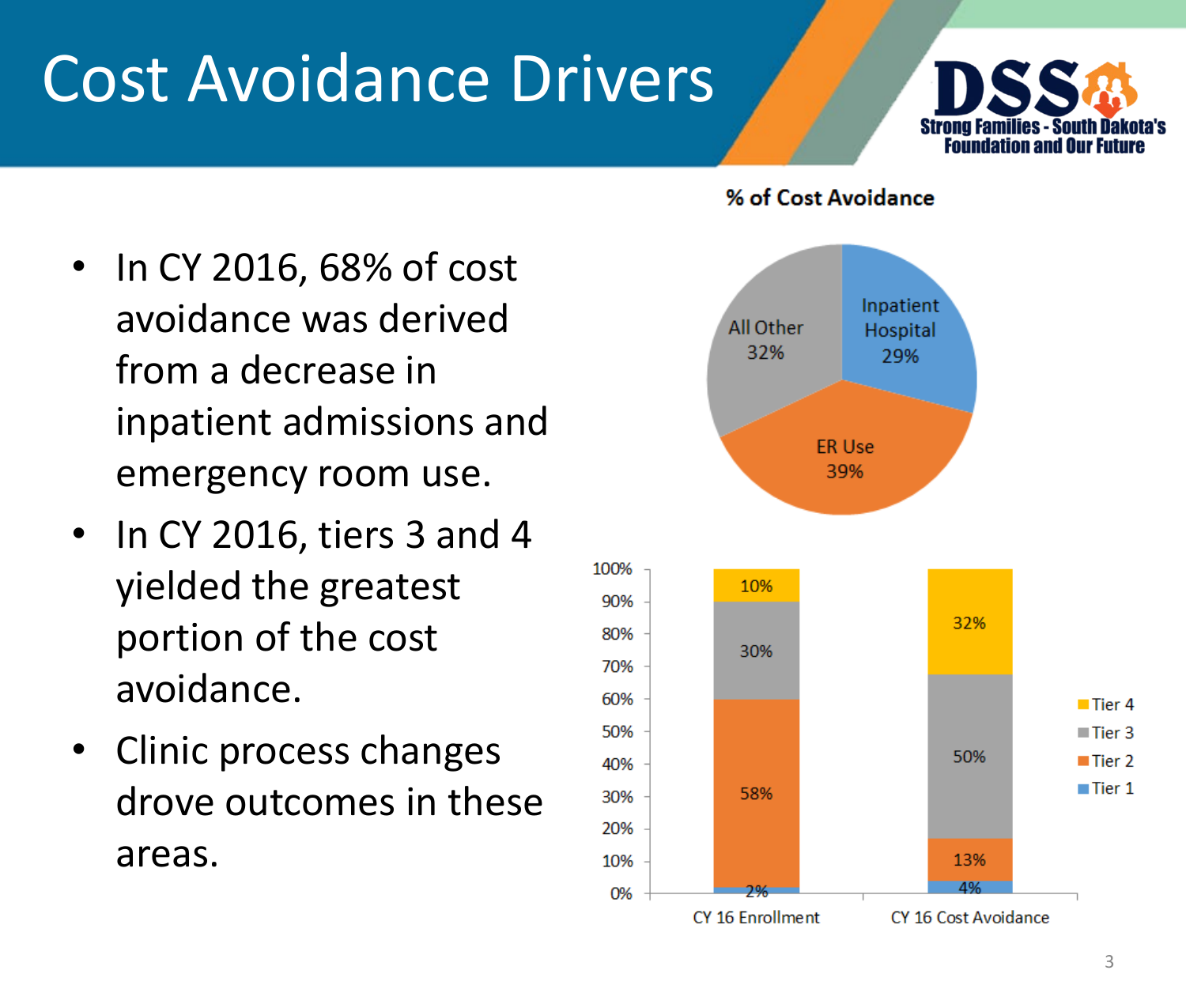# Cost Avoidance Drivers

- In CY 2016, 68% of cost avoidance was derived from a decrease in inpatient admissions and emergency room use.
- In CY 2016, tiers 3 and 4 yielded the greatest portion of the cost avoidance.
- Clinic process changes drove outcomes in these areas.

**% of Cost Avoidance**

| Category | % |
| --- | --- |
| Inpatient Hospital | 29% |
| ER Use | 39% |
| All Other | 32% |

| Tier | CY 16 Enrollment | CY 16 Cost Avoidance |
| --- | --- | --- |
| Tier 4 | 10% | 32% |
| Tier 3 | 30% | 50% |
| Tier 2 | 58% | 13% |
| Tier 1 | 2% | 4% |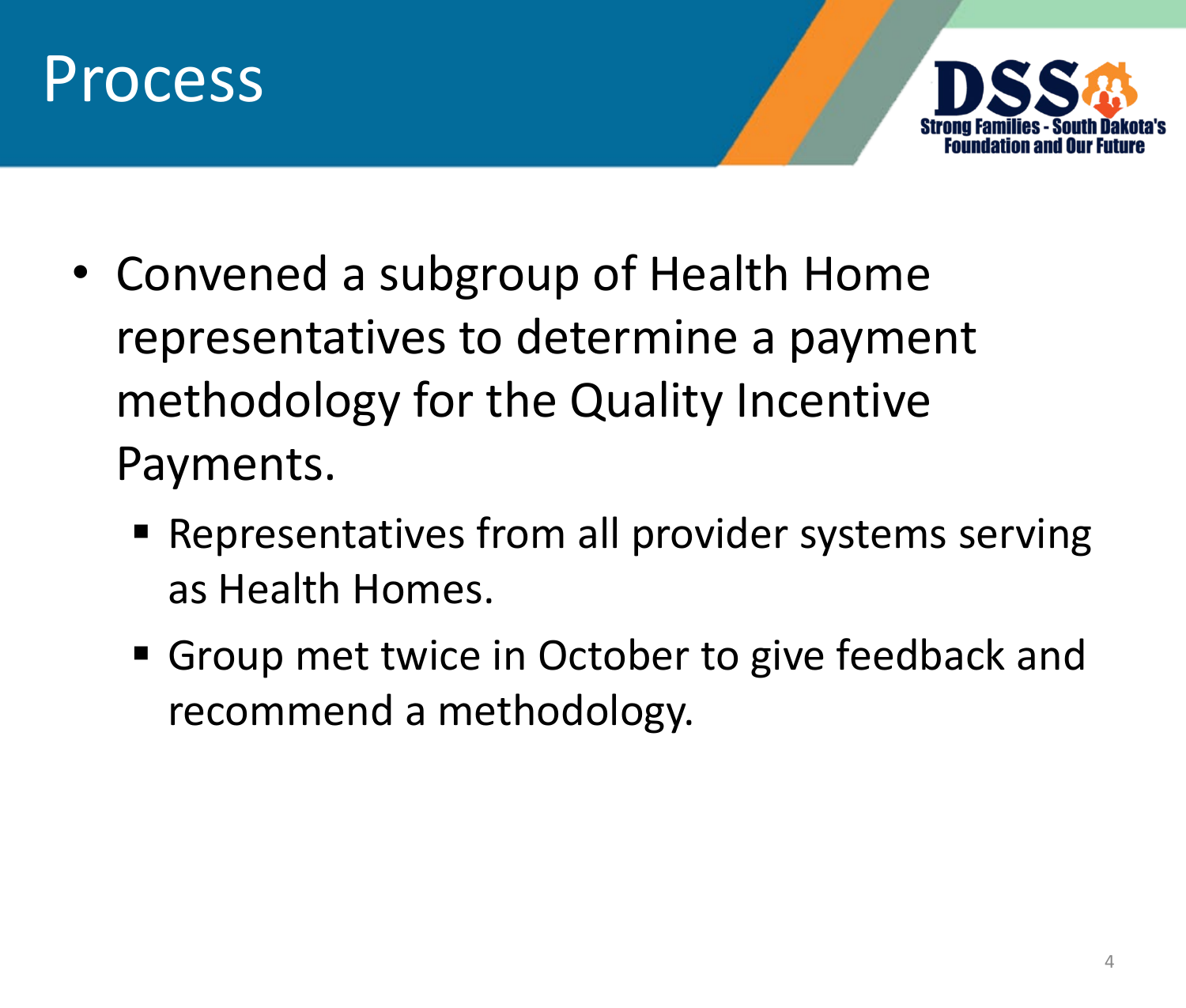# Process

- Convened a subgroup of Health Home representatives to determine a payment methodology for the Quality Incentive Payments.
  - Representatives from all provider systems serving as Health Homes.
  - Group met twice in October to give feedback and recommend a methodology.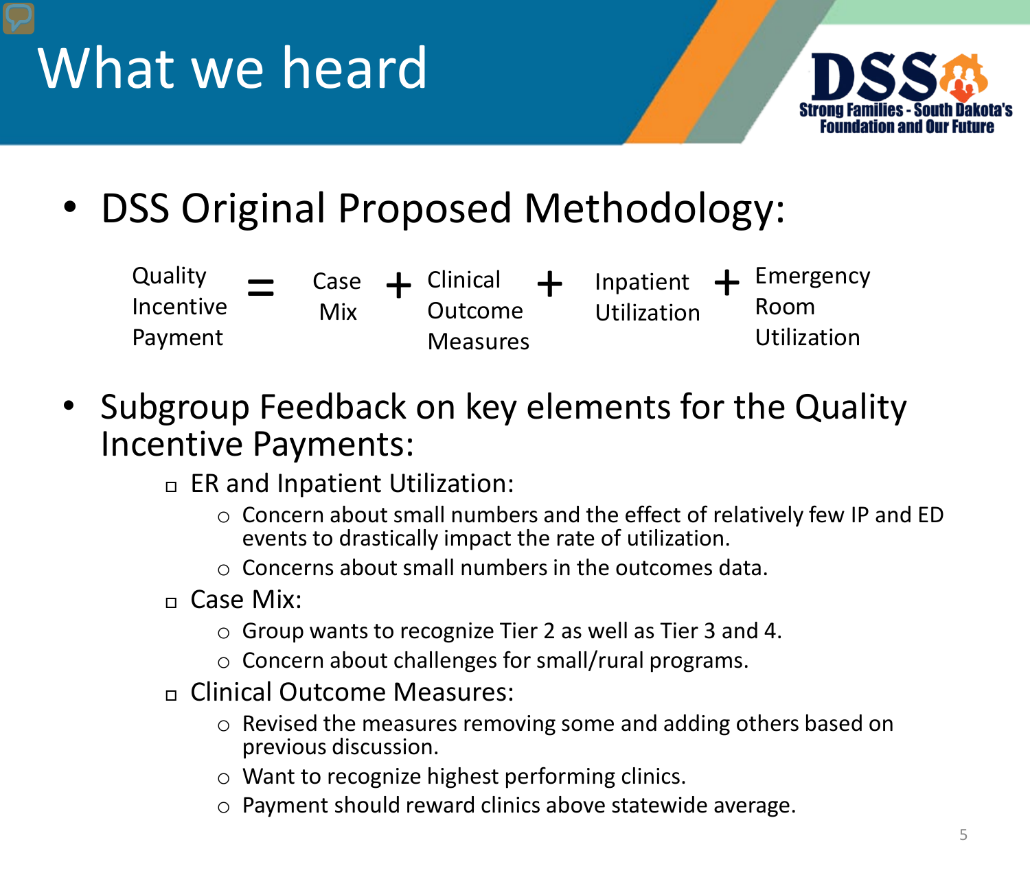# What we heard

- DSS Original Proposed Methodology:

Quality Incentive Payment = Case Mix + Clinical Outcome Measures + Inpatient Utilization + Emergency Room Utilization

- Subgroup Feedback on key elements for the Quality Incentive Payments:
  - ER and Inpatient Utilization:
    - Concern about small numbers and the effect of relatively few IP and ED events to drastically impact the rate of utilization.
    - Concerns about small numbers in the outcomes data.
  - Case Mix:
    - Group wants to recognize Tier 2 as well as Tier 3 and 4.
    - Concern about challenges for small/rural programs.
  - Clinical Outcome Measures:
    - Revised the measures removing some and adding others based on previous discussion.
    - Want to recognize highest performing clinics.
    - Payment should reward clinics above statewide average.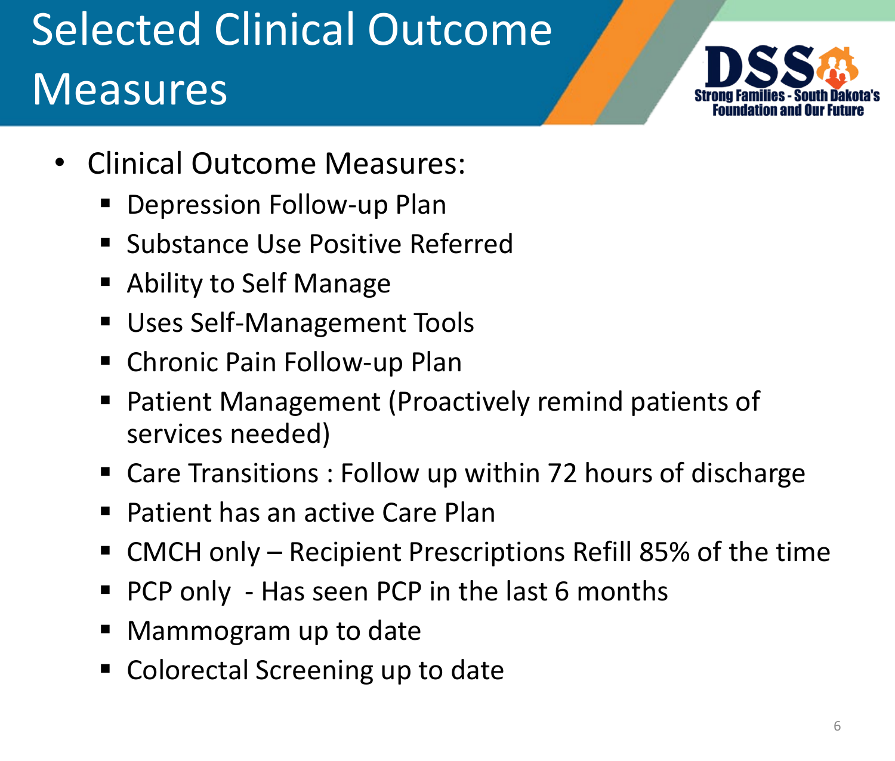# Selected Clinical Outcome Measures

- Clinical Outcome Measures:
  - Depression Follow-up Plan
  - Substance Use Positive Referred
  - Ability to Self Manage
  - Uses Self-Management Tools
  - Chronic Pain Follow-up Plan
  - Patient Management (Proactively remind patients of services needed)
  - Care Transitions : Follow up within 72 hours of discharge
  - Patient has an active Care Plan
  - CMCH only – Recipient Prescriptions Refill 85% of the time
  - PCP only - Has seen PCP in the last 6 months
  - Mammogram up to date
  - Colorectal Screening up to date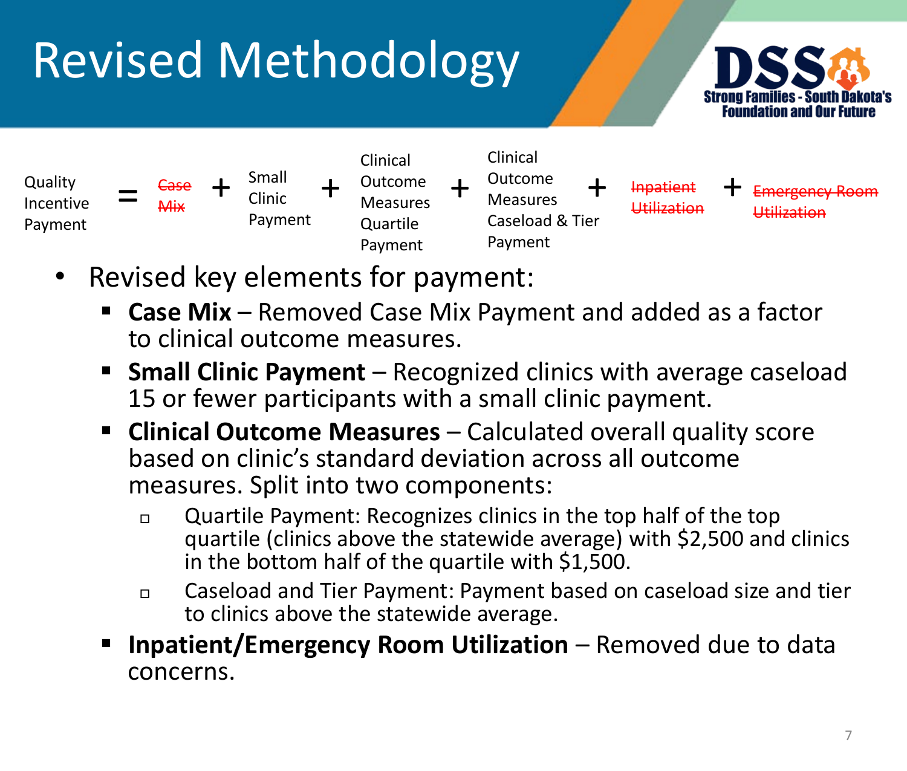# Revised Methodology

Quality Incentive Payment = ~~Case Mix~~ + Small Clinic Payment + Clinical Outcome Measures Quartile Payment + Clinical Outcome Measures Caseload & Tier Payment + ~~Inpatient Utilization~~ + ~~Emergency Room Utilization~~

- Revised key elements for payment:
  - **Case Mix** – Removed Case Mix Payment and added as a factor to clinical outcome measures.
  - **Small Clinic Payment** – Recognized clinics with average caseload 15 or fewer participants with a small clinic payment.
  - **Clinical Outcome Measures** – Calculated overall quality score based on clinic's standard deviation across all outcome measures. Split into two components:
    - Quartile Payment: Recognizes clinics in the top half of the top quartile (clinics above the statewide average) with $2,500 and clinics in the bottom half of the quartile with $1,500.
    - Caseload and Tier Payment: Payment based on caseload size and tier to clinics above the statewide average.
  - **Inpatient/Emergency Room Utilization** – Removed due to data concerns.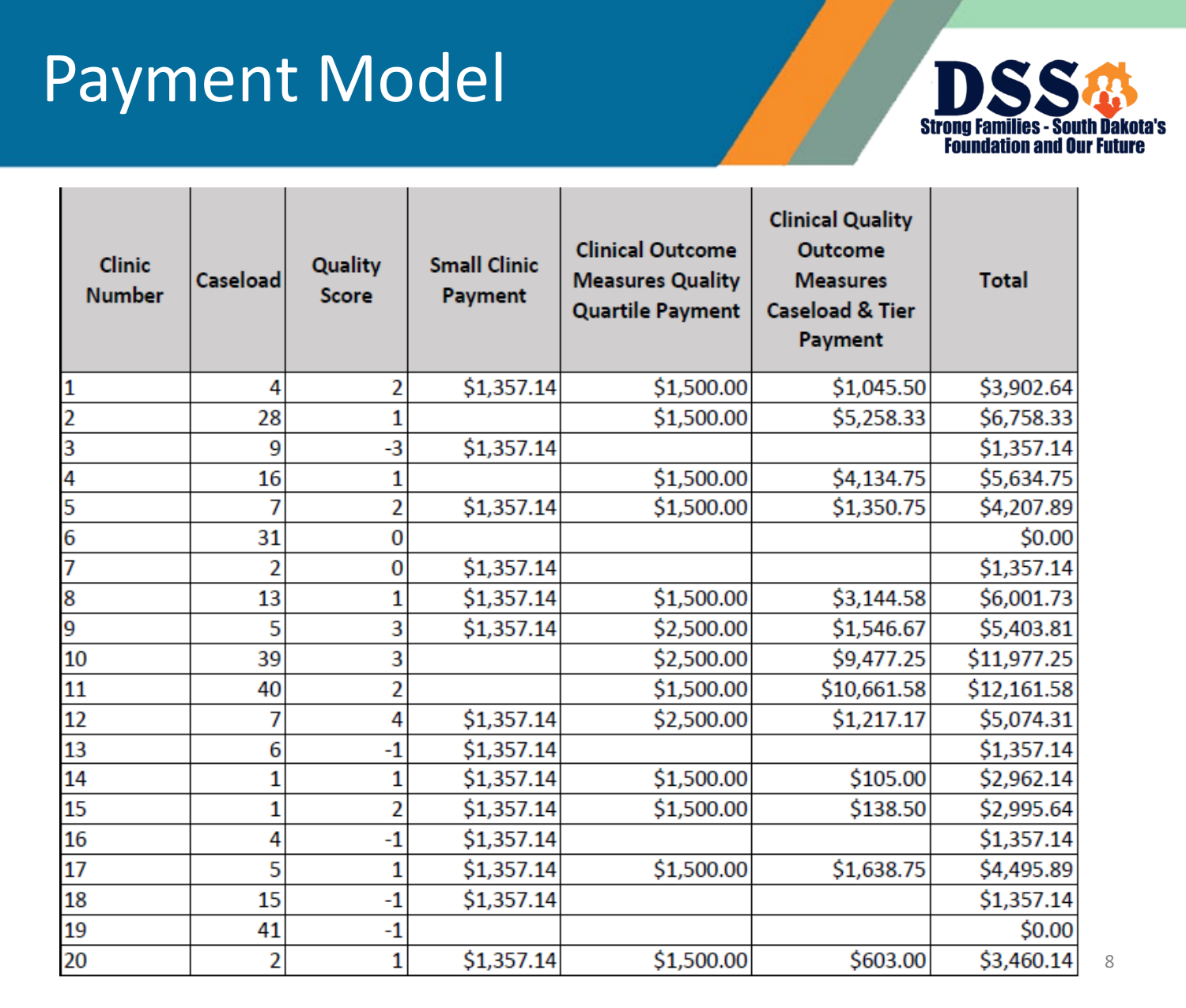# Payment Model

DSS Strong Families - South Dakota's Foundation and Our Future

| Clinic Number | Caseload | Quality Score | Small Clinic Payment | Clinical Outcome Measures Quality Quartile Payment | Clinical Quality Outcome Measures Caseload & Tier Payment | Total |
|---|---|---|---|---|---|---|
| 1 | 4 | 2 | $1,357.14 | $1,500.00 | $1,045.50 | $3,902.64 |
| 2 | 28 | 1 | | $1,500.00 | $5,258.33 | $6,758.33 |
| 3 | 9 | -3 | $1,357.14 | | | $1,357.14 |
| 4 | 16 | 1 | | $1,500.00 | $4,134.75 | $5,634.75 |
| 5 | 7 | 2 | $1,357.14 | $1,500.00 | $1,350.75 | $4,207.89 |
| 6 | 31 | 0 | | | | $0.00 |
| 7 | 2 | 0 | $1,357.14 | | | $1,357.14 |
| 8 | 13 | 1 | $1,357.14 | $1,500.00 | $3,144.58 | $6,001.73 |
| 9 | 5 | 3 | $1,357.14 | $2,500.00 | $1,546.67 | $5,403.81 |
| 10 | 39 | 3 | | $2,500.00 | $9,477.25 | $11,977.25 |
| 11 | 40 | 2 | | $1,500.00 | $10,661.58 | $12,161.58 |
| 12 | 7 | 4 | $1,357.14 | $2,500.00 | $1,217.17 | $5,074.31 |
| 13 | 6 | -1 | $1,357.14 | | | $1,357.14 |
| 14 | 1 | 1 | $1,357.14 | $1,500.00 | $105.00 | $2,962.14 |
| 15 | 1 | 2 | $1,357.14 | $1,500.00 | $138.50 | $2,995.64 |
| 16 | 4 | -1 | $1,357.14 | | | $1,357.14 |
| 17 | 5 | 1 | $1,357.14 | $1,500.00 | $1,638.75 | $4,495.89 |
| 18 | 15 | -1 | $1,357.14 | | | $1,357.14 |
| 19 | 41 | -1 | | | | $0.00 |
| 20 | 2 | 1 | $1,357.14 | $1,500.00 | $603.00 | $3,460.14 |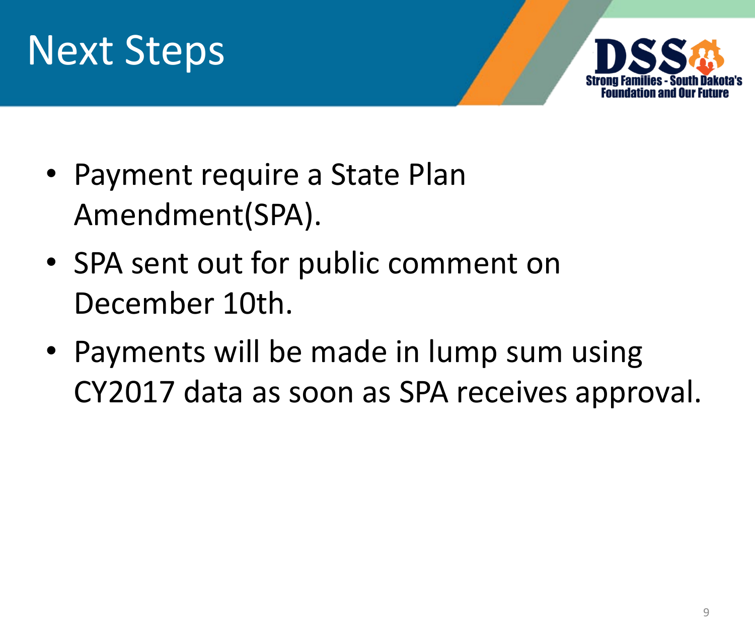# Next Steps

DSS
Strong Families - South Dakota's Foundation and Our Future

- Payment require a State Plan Amendment(SPA).
- SPA sent out for public comment on December 10th.
- Payments will be made in lump sum using CY2017 data as soon as SPA receives approval.